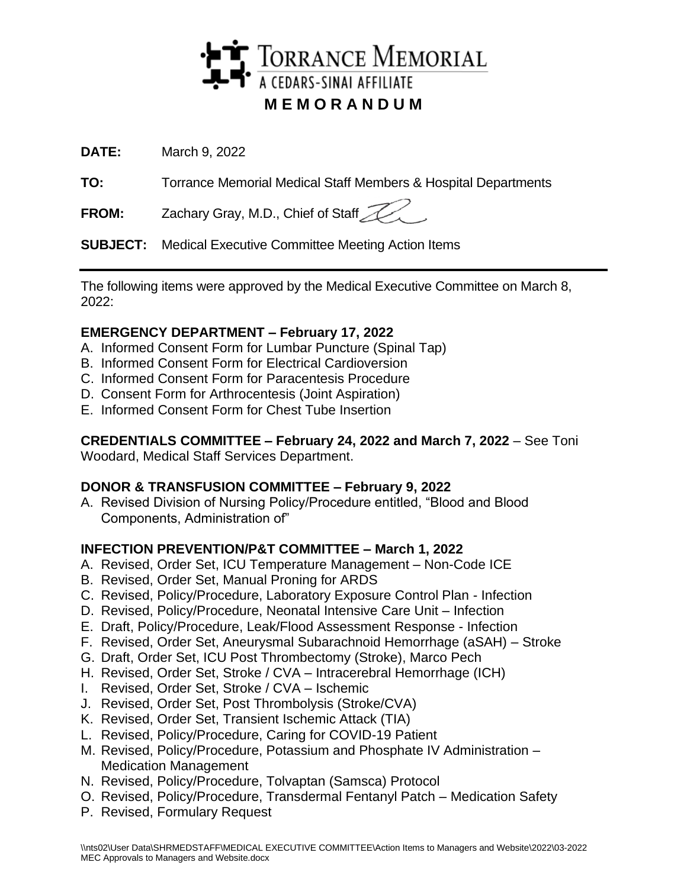# Torrance Memorial

A CEDARS-SINAI AFFILIATE

## MEMORANDUM

**DATE:** March 9, 2022

**TO:** Torrance Memorial Medical Staff Members & Hospital Departments

**FROM:** Zachary Gray, M.D., Chief of Staff

**SUBJECT:** Medical Executive Committee Meeting Action Items

---

The following items were approved by the Medical Executive Committee on March 8, 2022:

**EMERGENCY DEPARTMENT – February 17, 2022**

A. Informed Consent Form for Lumbar Puncture (Spinal Tap)
B. Informed Consent Form for Electrical Cardioversion
C. Informed Consent Form for Paracentesis Procedure
D. Consent Form for Arthrocentesis (Joint Aspiration)
E. Informed Consent Form for Chest Tube Insertion

**CREDENTIALS COMMITTEE – February 24, 2022 and March 7, 2022** – See Toni Woodard, Medical Staff Services Department.

**DONOR & TRANSFUSION COMMITTEE – February 9, 2022**

A. Revised Division of Nursing Policy/Procedure entitled, "Blood and Blood Components, Administration of"

**INFECTION PREVENTION/P&T COMMITTEE – March 1, 2022**

A. Revised, Order Set, ICU Temperature Management – Non-Code ICE
B. Revised, Order Set, Manual Proning for ARDS
C. Revised, Policy/Procedure, Laboratory Exposure Control Plan - Infection
D. Revised, Policy/Procedure, Neonatal Intensive Care Unit – Infection
E. Draft, Policy/Procedure, Leak/Flood Assessment Response - Infection
F. Revised, Order Set, Aneurysmal Subarachnoid Hemorrhage (aSAH) – Stroke
G. Draft, Order Set, ICU Post Thrombectomy (Stroke), Marco Pech
H. Revised, Order Set, Stroke / CVA – Intracerebral Hemorrhage (ICH)
I. Revised, Order Set, Stroke / CVA – Ischemic
J. Revised, Order Set, Post Thrombolysis (Stroke/CVA)
K. Revised, Order Set, Transient Ischemic Attack (TIA)
L. Revised, Policy/Procedure, Caring for COVID-19 Patient
M. Revised, Policy/Procedure, Potassium and Phosphate IV Administration – Medication Management
N. Revised, Policy/Procedure, Tolvaptan (Samsca) Protocol
O. Revised, Policy/Procedure, Transdermal Fentanyl Patch – Medication Safety
P. Revised, Formulary Request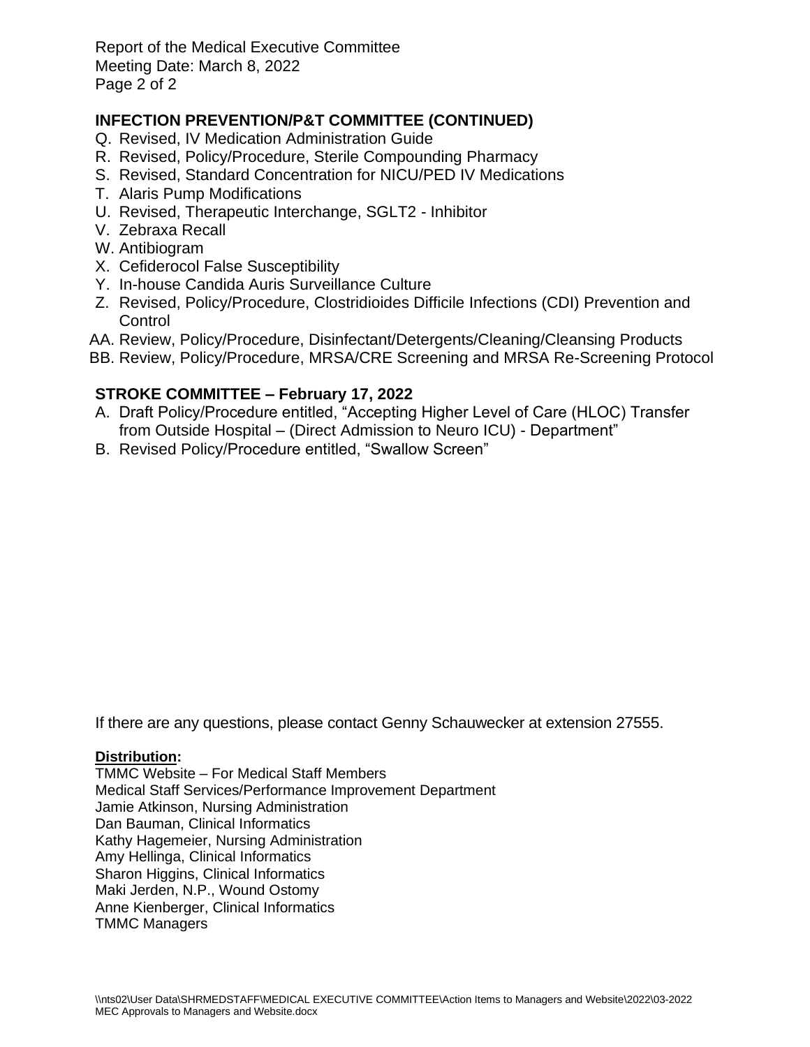## INFECTION PREVENTION/P&T COMMITTEE (CONTINUED)

Q. Revised, IV Medication Administration Guide
R. Revised, Policy/Procedure, Sterile Compounding Pharmacy
S. Revised, Standard Concentration for NICU/PED IV Medications
T. Alaris Pump Modifications
U. Revised, Therapeutic Interchange, SGLT2 - Inhibitor
V. Zebraxa Recall
W. Antibiogram
X. Cefiderocol False Susceptibility
Y. In-house Candida Auris Surveillance Culture
Z. Revised, Policy/Procedure, Clostridioides Difficile Infections (CDI) Prevention and Control
AA. Review, Policy/Procedure, Disinfectant/Detergents/Cleaning/Cleansing Products
BB. Review, Policy/Procedure, MRSA/CRE Screening and MRSA Re-Screening Protocol

## STROKE COMMITTEE – February 17, 2022

A. Draft Policy/Procedure entitled, "Accepting Higher Level of Care (HLOC) Transfer from Outside Hospital – (Direct Admission to Neuro ICU) - Department"
B. Revised Policy/Procedure entitled, "Swallow Screen"

If there are any questions, please contact Genny Schauwecker at extension 27555.

**Distribution:**

TMMC Website – For Medical Staff Members
Medical Staff Services/Performance Improvement Department
Jamie Atkinson, Nursing Administration
Dan Bauman, Clinical Informatics
Kathy Hagemeier, Nursing Administration
Amy Hellinga, Clinical Informatics
Sharon Higgins, Clinical Informatics
Maki Jerden, N.P., Wound Ostomy
Anne Kienberger, Clinical Informatics
TMMC Managers

\\nts02\User Data\SHRMEDSTAFF\MEDICAL EXECUTIVE COMMITTEE\Action Items to Managers and Website\2022\03-2022 MEC Approvals to Managers and Website.docx